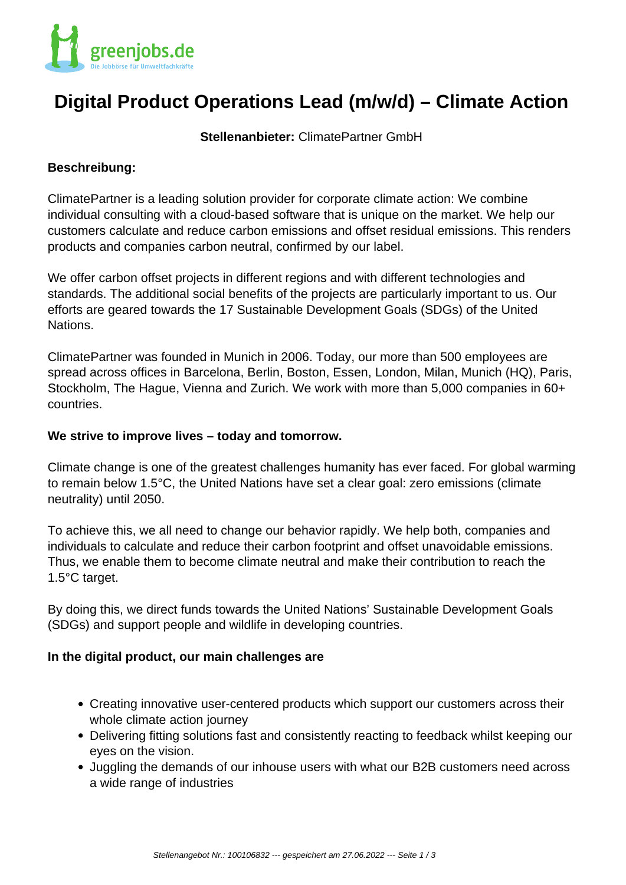# Digital Product Operations Lead (m/w/d) – Climate Action

**Stellenanbieter:** ClimatePartner GmbH

**Beschreibung:**

ClimatePartner is a leading solution provider for corporate climate action: We combine individual consulting with a cloud-based software that is unique on the market. We help our customers calculate and reduce carbon emissions and offset residual emissions. This renders products and companies carbon neutral, confirmed by our label.

We offer carbon offset projects in different regions and with different technologies and standards. The additional social benefits of the projects are particularly important to us. Our efforts are geared towards the 17 Sustainable Development Goals (SDGs) of the United Nations.

ClimatePartner was founded in Munich in 2006. Today, our more than 500 employees are spread across offices in Barcelona, Berlin, Boston, Essen, London, Milan, Munich (HQ), Paris, Stockholm, The Hague, Vienna and Zurich. We work with more than 5,000 companies in 60+ countries.

**We strive to improve lives – today and tomorrow.**

Climate change is one of the greatest challenges humanity has ever faced. For global warming to remain below 1.5°C, the United Nations have set a clear goal: zero emissions (climate neutrality) until 2050.

To achieve this, we all need to change our behavior rapidly. We help both, companies and individuals to calculate and reduce their carbon footprint and offset unavoidable emissions. Thus, we enable them to become climate neutral and make their contribution to reach the 1.5°C target.

By doing this, we direct funds towards the United Nations' Sustainable Development Goals (SDGs) and support people and wildlife in developing countries.

**In the digital product, our main challenges are**

- Creating innovative user-centered products which support our customers across their whole climate action journey
- Delivering fitting solutions fast and consistently reacting to feedback whilst keeping our eyes on the vision.
- Juggling the demands of our inhouse users with what our B2B customers need across a wide range of industries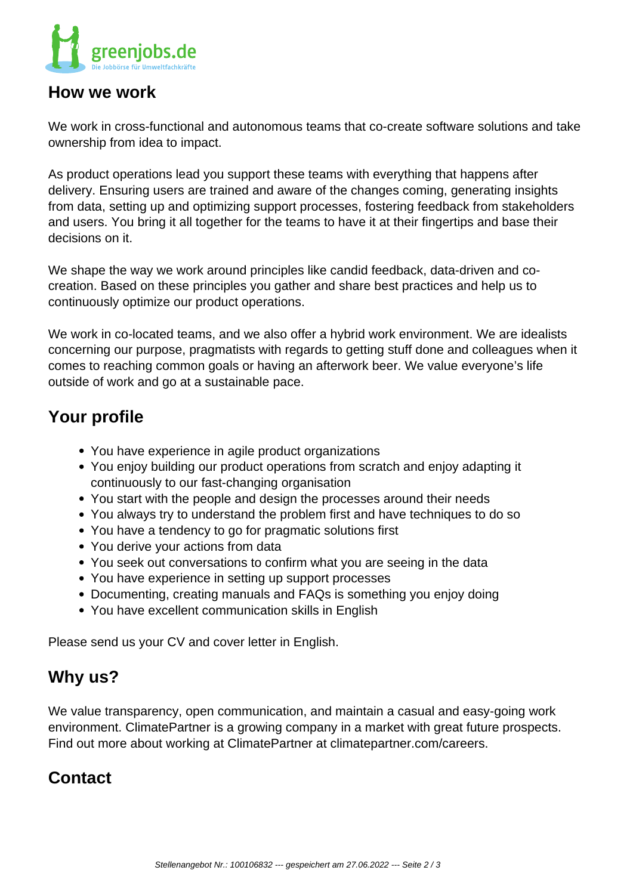## How we work

We work in cross-functional and autonomous teams that co-create software solutions and take ownership from idea to impact.

As product operations lead you support these teams with everything that happens after delivery. Ensuring users are trained and aware of the changes coming, generating insights from data, setting up and optimizing support processes, fostering feedback from stakeholders and users. You bring it all together for the teams to have it at their fingertips and base their decisions on it.

We shape the way we work around principles like candid feedback, data-driven and co-creation. Based on these principles you gather and share best practices and help us to continuously optimize our product operations.

We work in co-located teams, and we also offer a hybrid work environment. We are idealists concerning our purpose, pragmatists with regards to getting stuff done and colleagues when it comes to reaching common goals or having an afterwork beer. We value everyone’s life outside of work and go at a sustainable pace.

## Your profile

- You have experience in agile product organizations
- You enjoy building our product operations from scratch and enjoy adapting it continuously to our fast-changing organisation
- You start with the people and design the processes around their needs
- You always try to understand the problem first and have techniques to do so
- You have a tendency to go for pragmatic solutions first
- You derive your actions from data
- You seek out conversations to confirm what you are seeing in the data
- You have experience in setting up support processes
- Documenting, creating manuals and FAQs is something you enjoy doing
- You have excellent communication skills in English

Please send us your CV and cover letter in English.

## Why us?

We value transparency, open communication, and maintain a casual and easy-going work environment. ClimatePartner is a growing company in a market with great future prospects. Find out more about working at ClimatePartner at climatepartner.com/careers.

## Contact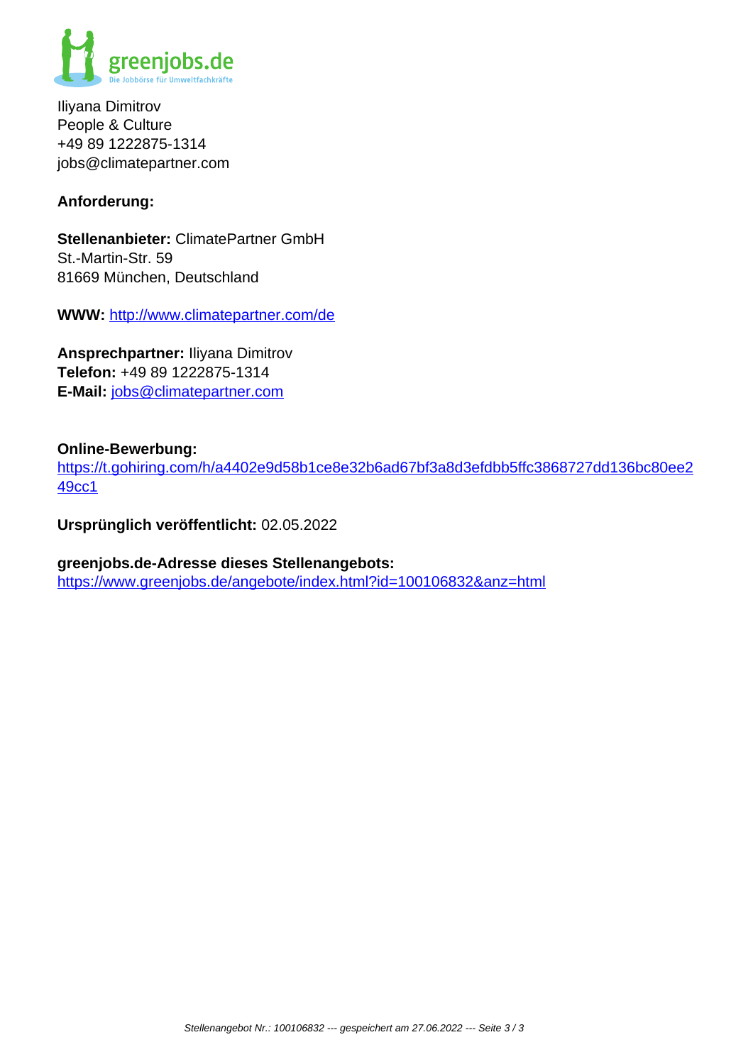Iliyana Dimitrov
People & Culture
+49 89 1222875-1314
jobs@climatepartner.com

**Anforderung:**

**Stellenanbieter:** ClimatePartner GmbH
St.-Martin-Str. 59
81669 München, Deutschland

**WWW:** http://www.climatepartner.com/de

**Ansprechpartner:** Iliyana Dimitrov
**Telefon:** +49 89 1222875-1314
**E-Mail:** jobs@climatepartner.com

**Online-Bewerbung:**
https://t.gohiring.com/h/a4402e9d58b1ce8e32b6ad67bf3a8d3efdbb5ffc3868727dd136bc80ee249cc1

**Ursprünglich veröffentlicht:** 02.05.2022

**greenjobs.de-Adresse dieses Stellenangebots:**
https://www.greenjobs.de/angebote/index.html?id=100106832&anz=html